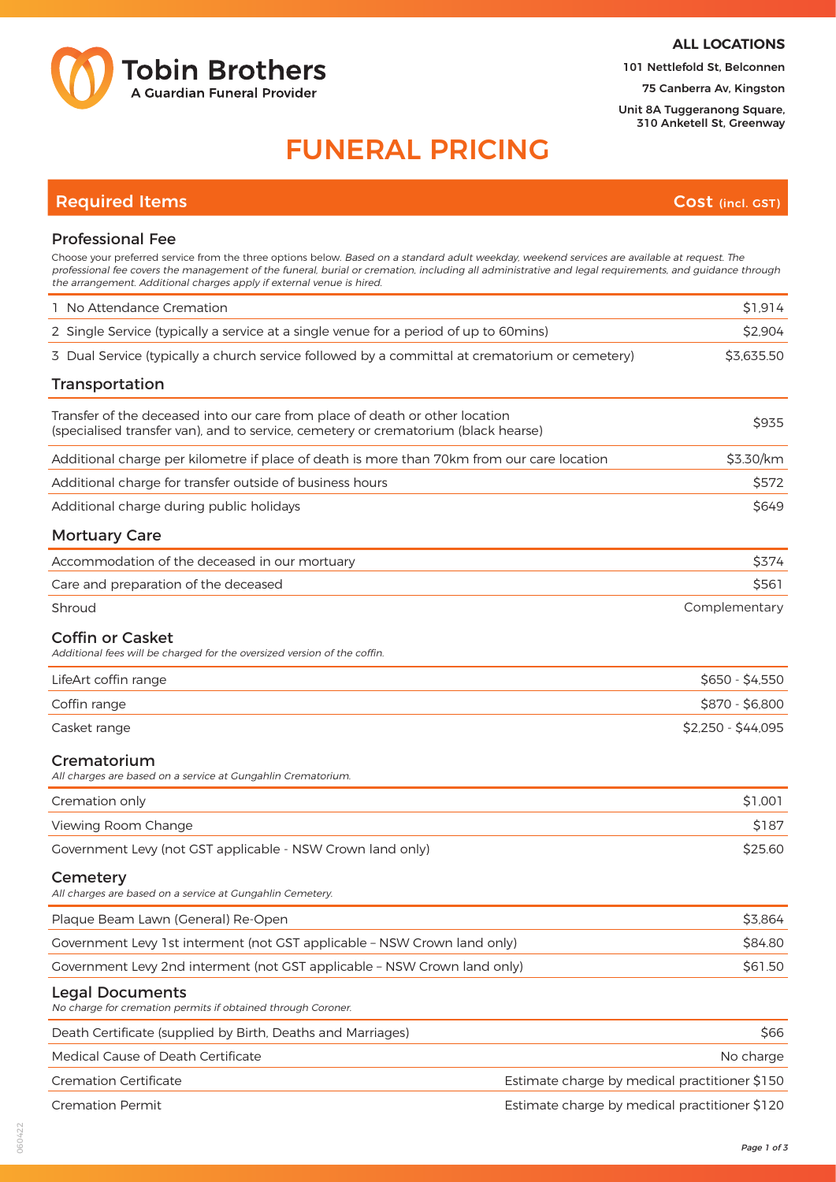Tobin Brothers
A Guardian Funeral Provider

**ALL LOCATIONS**

101 Nettlefold St, Belconnen

75 Canberra Av, Kingston

Unit 8A Tuggeranong Square, 310 Anketell St, Greenway

# FUNERAL PRICING

## Required Items — Cost (incl. GST)

### Professional Fee

Choose your preferred service from the three options below. *Based on a standard adult weekday, weekend services are available at request. The professional fee covers the management of the funeral, burial or cremation, including all administrative and legal requirements, and guidance through the arrangement. Additional charges apply if external venue is hired.*

| Item | Cost |
| --- | --- |
| 1 No Attendance Cremation | $1,914 |
| 2 Single Service (typically a service at a single venue for a period of up to 60mins) | $2,904 |
| 3 Dual Service (typically a church service followed by a committal at crematorium or cemetery) | $3,635.50 |

### Transportation

| Item | Cost |
| --- | --- |
| Transfer of the deceased into our care from place of death or other location (specialised transfer van), and to service, cemetery or crematorium (black hearse) | $935 |
| Additional charge per kilometre if place of death is more than 70km from our care location | $3.30/km |
| Additional charge for transfer outside of business hours | $572 |
| Additional charge during public holidays | $649 |

### Mortuary Care

| Item | Cost |
| --- | --- |
| Accommodation of the deceased in our mortuary | $374 |
| Care and preparation of the deceased | $561 |
| Shroud | Complementary |

### Coffin or Casket

*Additional fees will be charged for the oversized version of the coffin.*

| Item | Cost |
| --- | --- |
| LifeArt coffin range | $650 - $4,550 |
| Coffin range | $870 - $6,800 |
| Casket range | $2,250 - $44,095 |

### Crematorium

*All charges are based on a service at Gungahlin Crematorium.*

| Item | Cost |
| --- | --- |
| Cremation only | $1,001 |
| Viewing Room Change | $187 |
| Government Levy (not GST applicable - NSW Crown land only) | $25.60 |

### Cemetery

*All charges are based on a service at Gungahlin Cemetery.*

| Item | Cost |
| --- | --- |
| Plaque Beam Lawn (General) Re-Open | $3,864 |
| Government Levy 1st interment (not GST applicable – NSW Crown land only) | $84.80 |
| Government Levy 2nd interment (not GST applicable – NSW Crown land only) | $61.50 |

### Legal Documents

*No charge for cremation permits if obtained through Coroner.*

| Item | Cost |
| --- | --- |
| Death Certificate (supplied by Birth, Deaths and Marriages) | $66 |
| Medical Cause of Death Certificate | No charge |
| Cremation Certificate | Estimate charge by medical practitioner $150 |
| Cremation Permit | Estimate charge by medical practitioner $120 |

060422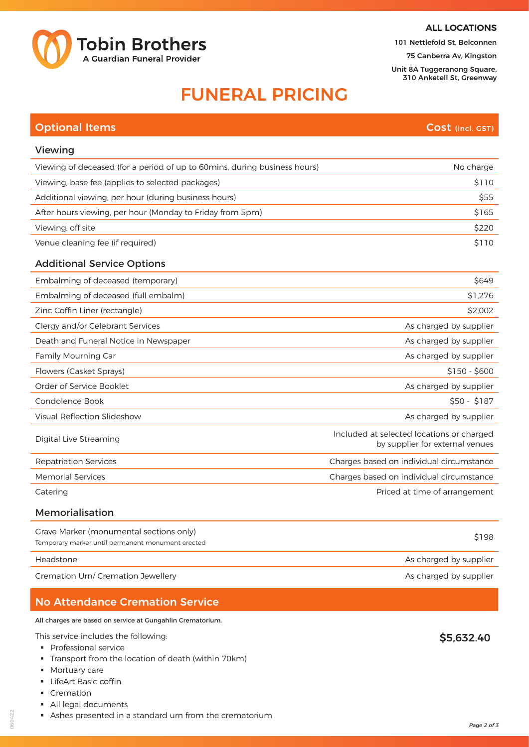Tobin Brothers
A Guardian Funeral Provider

**ALL LOCATIONS**

101 Nettlefold St, Belconnen

75 Canberra Av, Kingston

Unit 8A Tuggeranong Square, 310 Anketell St, Greenway

# FUNERAL PRICING

## Optional Items

| Optional Items | Cost (incl. GST) |
|---|---|
| **Viewing** | |
| Viewing of deceased (for a period of up to 60mins, during business hours) | No charge |
| Viewing, base fee (applies to selected packages) | $110 |
| Additional viewing, per hour (during business hours) | $55 |
| After hours viewing, per hour (Monday to Friday from 5pm) | $165 |
| Viewing, off site | $220 |
| Venue cleaning fee (if required) | $110 |
| **Additional Service Options** | |
| Embalming of deceased (temporary) | $649 |
| Embalming of deceased (full embalm) | $1,276 |
| Zinc Coffin Liner (rectangle) | $2,002 |
| Clergy and/or Celebrant Services | As charged by supplier |
| Death and Funeral Notice in Newspaper | As charged by supplier |
| Family Mourning Car | As charged by supplier |
| Flowers (Casket Sprays) | $150 - $600 |
| Order of Service Booklet | As charged by supplier |
| Condolence Book | $50 - $187 |
| Visual Reflection Slideshow | As charged by supplier |
| Digital Live Streaming | Included at selected locations or charged by supplier for external venues |
| Repatriation Services | Charges based on individual circumstance |
| Memorial Services | Charges based on individual circumstance |
| Catering | Priced at time of arrangement |
| **Memorialisation** | |
| Grave Marker (monumental sections only) Temporary marker until permanent monument erected | $198 |
| Headstone | As charged by supplier |
| Cremation Urn/ Cremation Jewellery | As charged by supplier |

## No Attendance Cremation Service

All charges are based on service at Gungahlin Crematorium.

This service includes the following:

**$5,632.40**

- Professional service
- Transport from the location of death (within 70km)
- Mortuary care
- LifeArt Basic coffin
- Cremation
- All legal documents
- Ashes presented in a standard urn from the crematorium

060422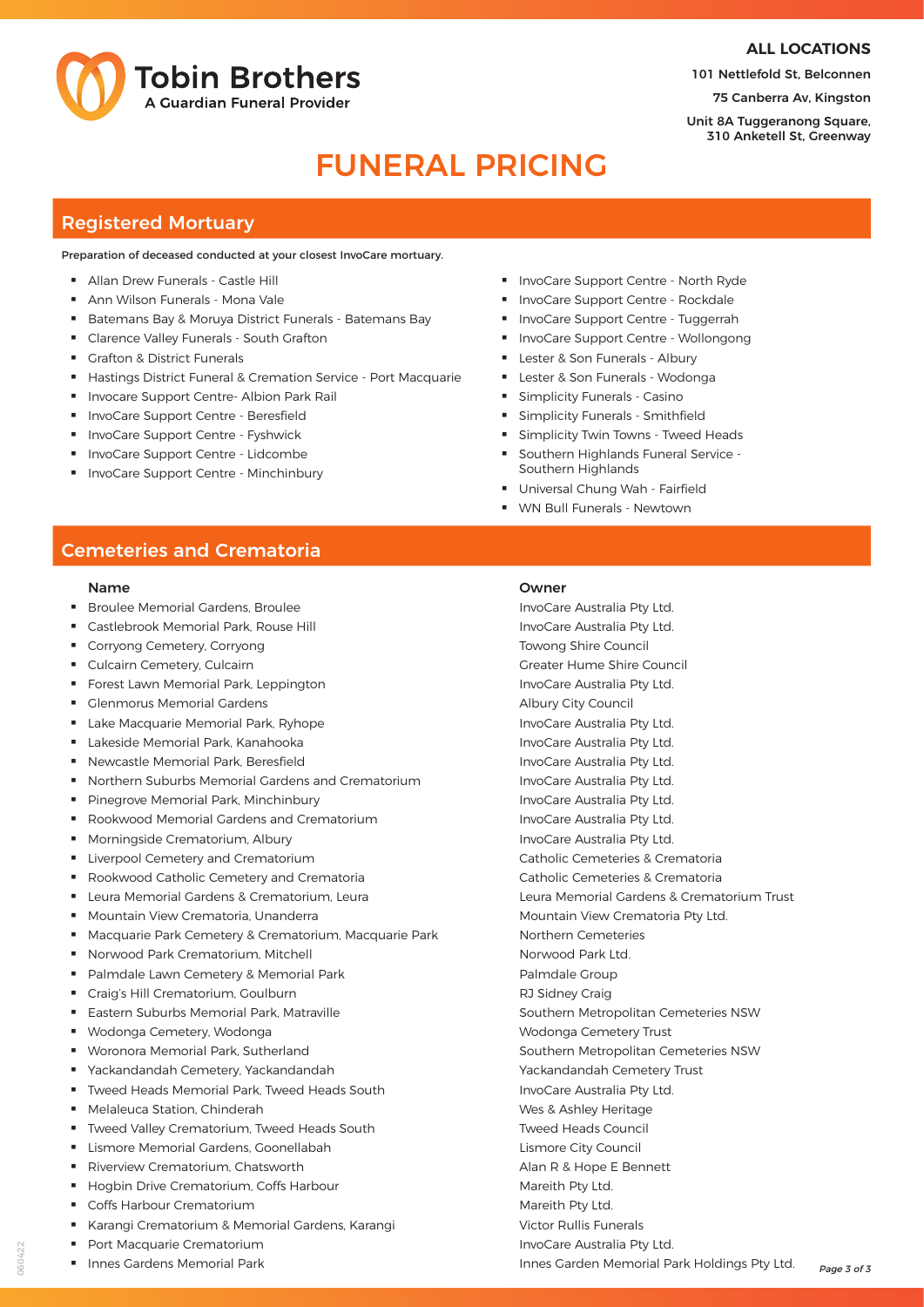Tobin Brothers
A Guardian Funeral Provider

**ALL LOCATIONS**

101 Nettlefold St, Belconnen

75 Canberra Av, Kingston

Unit 8A Tuggeranong Square, 310 Anketell St, Greenway

# FUNERAL PRICING

## Registered Mortuary

Preparation of deceased conducted at your closest InvoCare mortuary.

- Allan Drew Funerals - Castle Hill
- Ann Wilson Funerals - Mona Vale
- Batemans Bay & Moruya District Funerals - Batemans Bay
- Clarence Valley Funerals - South Grafton
- Grafton & District Funerals
- Hastings District Funeral & Cremation Service - Port Macquarie
- Invocare Support Centre- Albion Park Rail
- InvoCare Support Centre - Beresfield
- InvoCare Support Centre - Fyshwick
- InvoCare Support Centre - Lidcombe
- InvoCare Support Centre - Minchinbury
- InvoCare Support Centre - North Ryde
- InvoCare Support Centre - Rockdale
- InvoCare Support Centre - Tuggerrah
- InvoCare Support Centre - Wollongong
- Lester & Son Funerals - Albury
- Lester & Son Funerals - Wodonga
- Simplicity Funerals - Casino
- Simplicity Funerals - Smithfield
- Simplicity Twin Towns - Tweed Heads
- Southern Highlands Funeral Service - Southern Highlands
- Universal Chung Wah - Fairfield
- WN Bull Funerals - Newtown

## Cemeteries and Crematoria

| Name | Owner |
|---|---|
| Broulee Memorial Gardens, Broulee | InvoCare Australia Pty Ltd. |
| Castlebrook Memorial Park, Rouse Hill | InvoCare Australia Pty Ltd. |
| Corryong Cemetery, Corryong | Towong Shire Council |
| Culcairn Cemetery, Culcairn | Greater Hume Shire Council |
| Forest Lawn Memorial Park, Leppington | InvoCare Australia Pty Ltd. |
| Glenmorus Memorial Gardens | Albury City Council |
| Lake Macquarie Memorial Park, Ryhope | InvoCare Australia Pty Ltd. |
| Lakeside Memorial Park, Kanahooka | InvoCare Australia Pty Ltd. |
| Newcastle Memorial Park, Beresfield | InvoCare Australia Pty Ltd. |
| Northern Suburbs Memorial Gardens and Crematorium | InvoCare Australia Pty Ltd. |
| Pinegrove Memorial Park, Minchinbury | InvoCare Australia Pty Ltd. |
| Rookwood Memorial Gardens and Crematorium | InvoCare Australia Pty Ltd. |
| Morningside Crematorium, Albury | InvoCare Australia Pty Ltd. |
| Liverpool Cemetery and Crematorium | Catholic Cemeteries & Crematoria |
| Rookwood Catholic Cemetery and Crematoria | Catholic Cemeteries & Crematoria |
| Leura Memorial Gardens & Crematorium, Leura | Leura Memorial Gardens & Crematorium Trust |
| Mountain View Crematoria, Unanderra | Mountain View Crematoria Pty Ltd. |
| Macquarie Park Cemetery & Crematorium, Macquarie Park | Northern Cemeteries |
| Norwood Park Crematorium, Mitchell | Norwood Park Ltd. |
| Palmdale Lawn Cemetery & Memorial Park | Palmdale Group |
| Craig's Hill Crematorium, Goulburn | RJ Sidney Craig |
| Eastern Suburbs Memorial Park, Matraville | Southern Metropolitan Cemeteries NSW |
| Wodonga Cemetery, Wodonga | Wodonga Cemetery Trust |
| Woronora Memorial Park, Sutherland | Southern Metropolitan Cemeteries NSW |
| Yackandandah Cemetery, Yackandandah | Yackandandah Cemetery Trust |
| Tweed Heads Memorial Park, Tweed Heads South | InvoCare Australia Pty Ltd. |
| Melaleuca Station, Chinderah | Wes & Ashley Heritage |
| Tweed Valley Crematorium, Tweed Heads South | Tweed Heads Council |
| Lismore Memorial Gardens, Goonellabah | Lismore City Council |
| Riverview Crematorium, Chatsworth | Alan R & Hope E Bennett |
| Hogbin Drive Crematorium, Coffs Harbour | Mareith Pty Ltd. |
| Coffs Harbour Crematorium | Mareith Pty Ltd. |
| Karangi Crematorium & Memorial Gardens, Karangi | Victor Rullis Funerals |
| Port Macquarie Crematorium | InvoCare Australia Pty Ltd. |
| Innes Gardens Memorial Park | Innes Garden Memorial Park Holdings Pty Ltd. |

060422